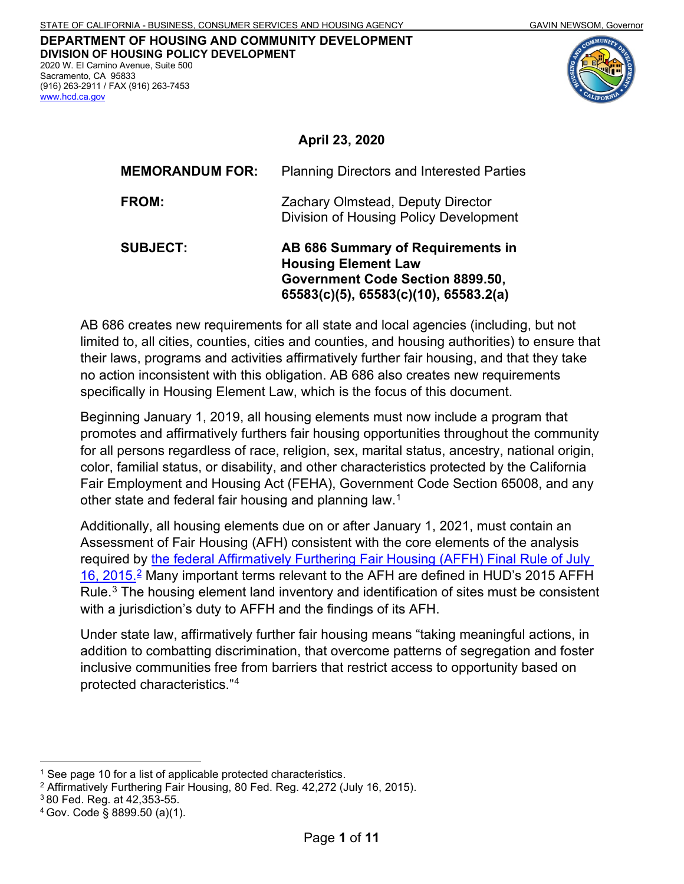STATE OF CALIFORNIA - BUSINESS, CONSUMER SERVICES AND HOUSING AGENCY GAVIN NEWSOM, Governor

**DEPARTMENT OF HOUSING AND COMMUNITY DEVELOPMENT**
**DIVISION OF HOUSING POLICY DEVELOPMENT**
2020 W. El Camino Avenue, Suite 500
Sacramento, CA 95833
(916) 263-2911 / FAX (916) 263-7453
www.hcd.ca.gov

**April 23, 2020**

**MEMORANDUM FOR:** Planning Directors and Interested Parties

**FROM:** Zachary Olmstead, Deputy Director
Division of Housing Policy Development

**SUBJECT:** **AB 686 Summary of Requirements in Housing Element Law Government Code Section 8899.50, 65583(c)(5), 65583(c)(10), 65583.2(a)**

AB 686 creates new requirements for all state and local agencies (including, but not limited to, all cities, counties, cities and counties, and housing authorities) to ensure that their laws, programs and activities affirmatively further fair housing, and that they take no action inconsistent with this obligation. AB 686 also creates new requirements specifically in Housing Element Law, which is the focus of this document.

Beginning January 1, 2019, all housing elements must now include a program that promotes and affirmatively furthers fair housing opportunities throughout the community for all persons regardless of race, religion, sex, marital status, ancestry, national origin, color, familial status, or disability, and other characteristics protected by the California Fair Employment and Housing Act (FEHA), Government Code Section 65008, and any other state and federal fair housing and planning law.[1]

Additionally, all housing elements due on or after January 1, 2021, must contain an Assessment of Fair Housing (AFH) consistent with the core elements of the analysis required by the federal Affirmatively Furthering Fair Housing (AFFH) Final Rule of July 16, 2015.[2] Many important terms relevant to the AFH are defined in HUD's 2015 AFFH Rule.[3] The housing element land inventory and identification of sites must be consistent with a jurisdiction's duty to AFFH and the findings of its AFH.

Under state law, affirmatively further fair housing means "taking meaningful actions, in addition to combatting discrimination, that overcome patterns of segregation and foster inclusive communities free from barriers that restrict access to opportunity based on protected characteristics."[4]

---

[1] See page 10 for a list of applicable protected characteristics.
[2] Affirmatively Furthering Fair Housing, 80 Fed. Reg. 42,272 (July 16, 2015).
[3] 80 Fed. Reg. at 42,353-55.
[4] Gov. Code § 8899.50 (a)(1).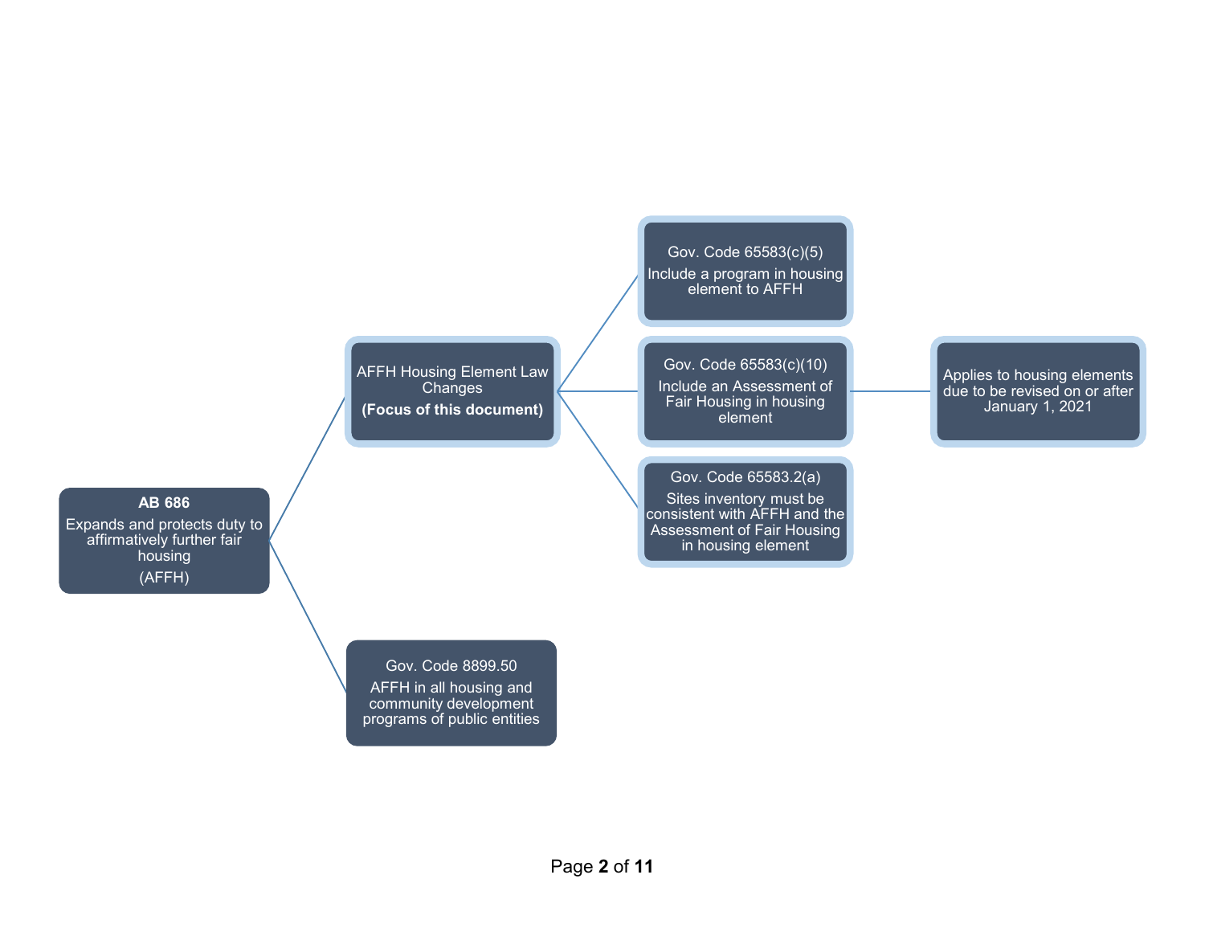**AB 686**
Expands and protects duty to affirmatively further fair housing
(AFFH)

- AFFH Housing Element Law Changes
  **(Focus of this document)**
  - Gov. Code 65583(c)(5)
    Include a program in housing element to AFFH
  - Gov. Code 65583(c)(10)
    Include an Assessment of Fair Housing in housing element
    - Applies to housing elements due to be revised on or after January 1, 2021
  - Gov. Code 65583.2(a)
    Sites inventory must be consistent with AFFH and the Assessment of Fair Housing in housing element
- Gov. Code 8899.50
  AFFH in all housing and community development programs of public entities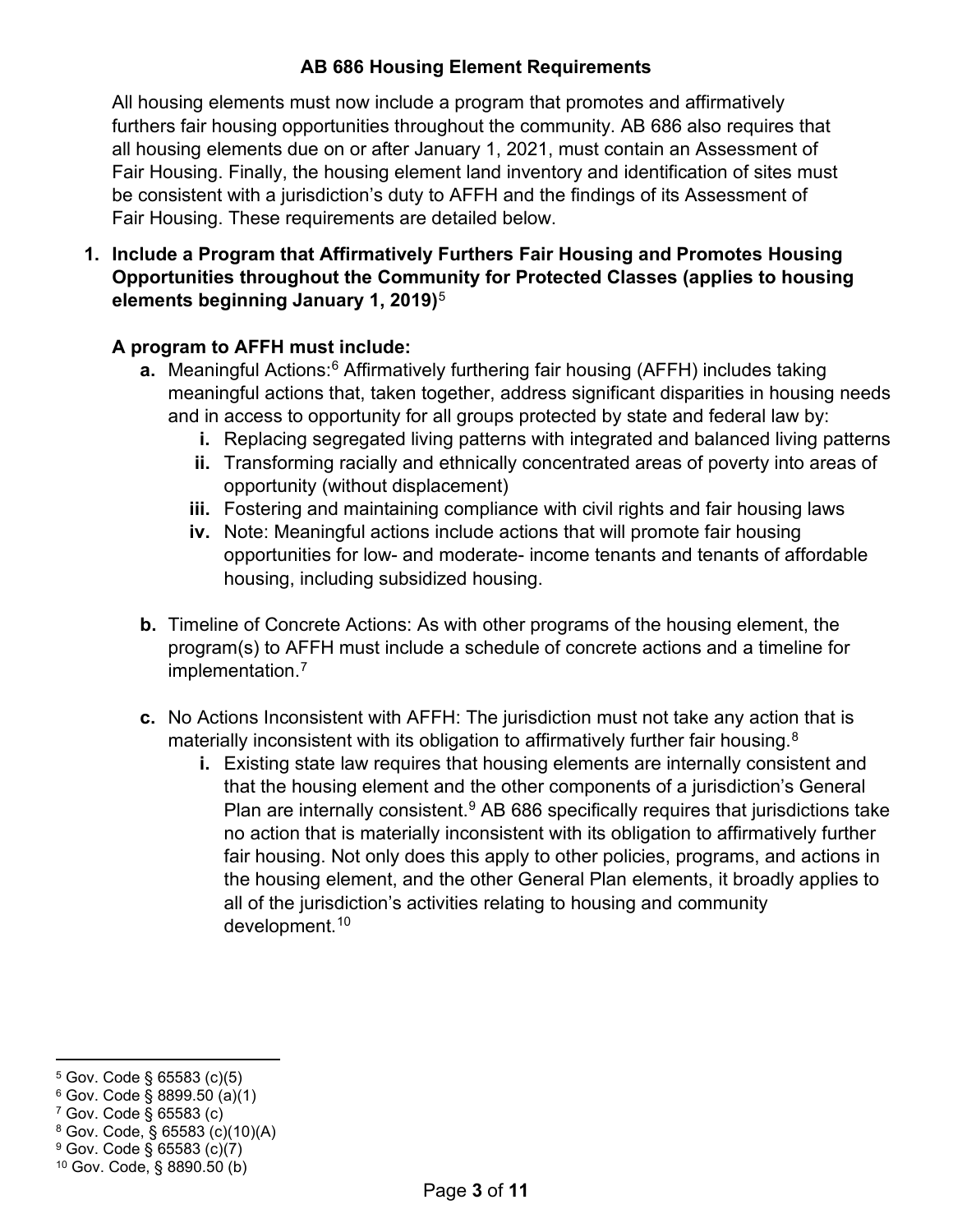## AB 686 Housing Element Requirements

All housing elements must now include a program that promotes and affirmatively furthers fair housing opportunities throughout the community. AB 686 also requires that all housing elements due on or after January 1, 2021, must contain an Assessment of Fair Housing. Finally, the housing element land inventory and identification of sites must be consistent with a jurisdiction's duty to AFFH and the findings of its Assessment of Fair Housing. These requirements are detailed below.

1. **Include a Program that Affirmatively Furthers Fair Housing and Promotes Housing Opportunities throughout the Community for Protected Classes (applies to housing elements beginning January 1, 2019)**[5]

   **A program to AFFH must include:**

   a. Meaningful Actions:[6] Affirmatively furthering fair housing (AFFH) includes taking meaningful actions that, taken together, address significant disparities in housing needs and in access to opportunity for all groups protected by state and federal law by:
      i. Replacing segregated living patterns with integrated and balanced living patterns
      ii. Transforming racially and ethnically concentrated areas of poverty into areas of opportunity (without displacement)
      iii. Fostering and maintaining compliance with civil rights and fair housing laws
      iv. Note: Meaningful actions include actions that will promote fair housing opportunities for low- and moderate- income tenants and tenants of affordable housing, including subsidized housing.

   b. Timeline of Concrete Actions: As with other programs of the housing element, the program(s) to AFFH must include a schedule of concrete actions and a timeline for implementation.[7]

   c. No Actions Inconsistent with AFFH: The jurisdiction must not take any action that is materially inconsistent with its obligation to affirmatively further fair housing.[8]
      i. Existing state law requires that housing elements are internally consistent and that the housing element and the other components of a jurisdiction's General Plan are internally consistent.[9] AB 686 specifically requires that jurisdictions take no action that is materially inconsistent with its obligation to affirmatively further fair housing. Not only does this apply to other policies, programs, and actions in the housing element, and the other General Plan elements, it broadly applies to all of the jurisdiction's activities relating to housing and community development.[10]

---

[5] Gov. Code § 65583 (c)(5)
[6] Gov. Code § 8899.50 (a)(1)
[7] Gov. Code § 65583 (c)
[8] Gov. Code, § 65583 (c)(10)(A)
[9] Gov. Code § 65583 (c)(7)
[10] Gov. Code, § 8890.50 (b)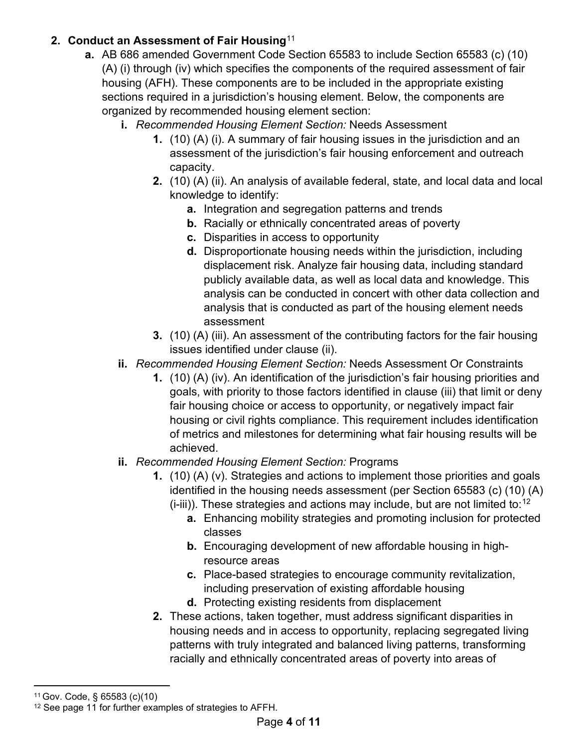2. **Conduct an Assessment of Fair Housing**[11]
   - **a.** AB 686 amended Government Code Section 65583 to include Section 65583 (c) (10) (A) (i) through (iv) which specifies the components of the required assessment of fair housing (AFH). These components are to be included in the appropriate existing sections required in a jurisdiction's housing element. Below, the components are organized by recommended housing element section:
     - **i.** *Recommended Housing Element Section:* Needs Assessment
       - **1.** (10) (A) (i). A summary of fair housing issues in the jurisdiction and an assessment of the jurisdiction's fair housing enforcement and outreach capacity.
       - **2.** (10) (A) (ii). An analysis of available federal, state, and local data and local knowledge to identify:
         - **a.** Integration and segregation patterns and trends
         - **b.** Racially or ethnically concentrated areas of poverty
         - **c.** Disparities in access to opportunity
         - **d.** Disproportionate housing needs within the jurisdiction, including displacement risk. Analyze fair housing data, including standard publicly available data, as well as local data and knowledge. This analysis can be conducted in concert with other data collection and analysis that is conducted as part of the housing element needs assessment
       - **3.** (10) (A) (iii). An assessment of the contributing factors for the fair housing issues identified under clause (ii).
     - **ii.** *Recommended Housing Element Section:* Needs Assessment Or Constraints
       - **1.** (10) (A) (iv). An identification of the jurisdiction's fair housing priorities and goals, with priority to those factors identified in clause (iii) that limit or deny fair housing choice or access to opportunity, or negatively impact fair housing or civil rights compliance. This requirement includes identification of metrics and milestones for determining what fair housing results will be achieved.
     - **ii.** *Recommended Housing Element Section:* Programs
       - **1.** (10) (A) (v). Strategies and actions to implement those priorities and goals identified in the housing needs assessment (per Section 65583 (c) (10) (A) (i-iii)). These strategies and actions may include, but are not limited to:[12]
         - **a.** Enhancing mobility strategies and promoting inclusion for protected classes
         - **b.** Encouraging development of new affordable housing in high-resource areas
         - **c.** Place-based strategies to encourage community revitalization, including preservation of existing affordable housing
         - **d.** Protecting existing residents from displacement
       - **2.** These actions, taken together, must address significant disparities in housing needs and in access to opportunity, replacing segregated living patterns with truly integrated and balanced living patterns, transforming racially and ethnically concentrated areas of poverty into areas of

---

[11] Gov. Code, § 65583 (c)(10)

[12] See page 11 for further examples of strategies to AFFH.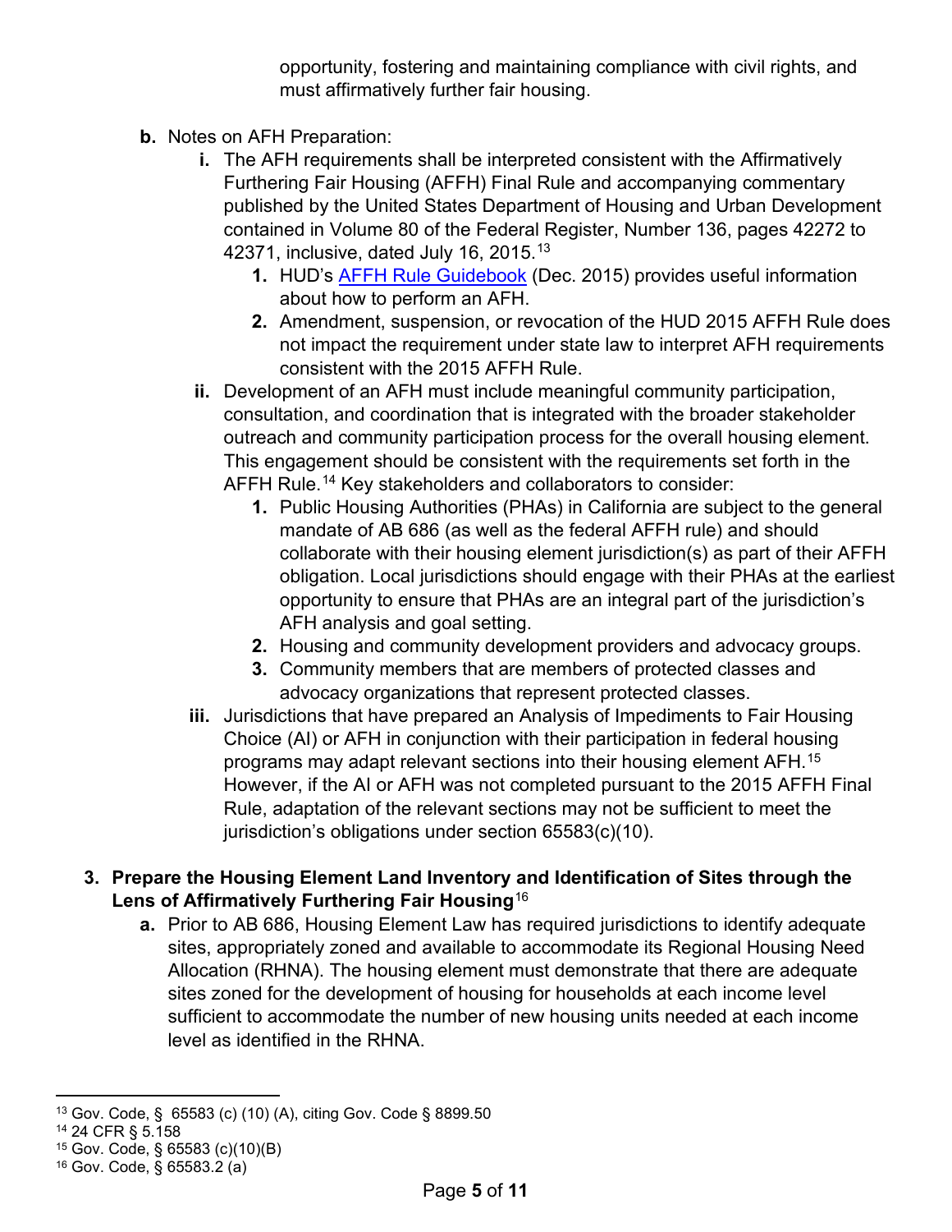opportunity, fostering and maintaining compliance with civil rights, and must affirmatively further fair housing.

**b.** Notes on AFH Preparation:

**i.** The AFH requirements shall be interpreted consistent with the Affirmatively Furthering Fair Housing (AFFH) Final Rule and accompanying commentary published by the United States Department of Housing and Urban Development contained in Volume 80 of the Federal Register, Number 136, pages 42272 to 42371, inclusive, dated July 16, 2015.[13]

**1.** HUD's AFFH Rule Guidebook (Dec. 2015) provides useful information about how to perform an AFH.

**2.** Amendment, suspension, or revocation of the HUD 2015 AFFH Rule does not impact the requirement under state law to interpret AFH requirements consistent with the 2015 AFFH Rule.

**ii.** Development of an AFH must include meaningful community participation, consultation, and coordination that is integrated with the broader stakeholder outreach and community participation process for the overall housing element. This engagement should be consistent with the requirements set forth in the AFFH Rule.[14] Key stakeholders and collaborators to consider:

**1.** Public Housing Authorities (PHAs) in California are subject to the general mandate of AB 686 (as well as the federal AFFH rule) and should collaborate with their housing element jurisdiction(s) as part of their AFFH obligation. Local jurisdictions should engage with their PHAs at the earliest opportunity to ensure that PHAs are an integral part of the jurisdiction's AFH analysis and goal setting.

**2.** Housing and community development providers and advocacy groups.

**3.** Community members that are members of protected classes and advocacy organizations that represent protected classes.

**iii.** Jurisdictions that have prepared an Analysis of Impediments to Fair Housing Choice (AI) or AFH in conjunction with their participation in federal housing programs may adapt relevant sections into their housing element AFH.[15] However, if the AI or AFH was not completed pursuant to the 2015 AFFH Final Rule, adaptation of the relevant sections may not be sufficient to meet the jurisdiction's obligations under section 65583(c)(10).

**3. Prepare the Housing Element Land Inventory and Identification of Sites through the Lens of Affirmatively Furthering Fair Housing**[16]

**a.** Prior to AB 686, Housing Element Law has required jurisdictions to identify adequate sites, appropriately zoned and available to accommodate its Regional Housing Need Allocation (RHNA). The housing element must demonstrate that there are adequate sites zoned for the development of housing for households at each income level sufficient to accommodate the number of new housing units needed at each income level as identified in the RHNA.

---

[13] Gov. Code, § 65583 (c) (10) (A), citing Gov. Code § 8899.50

[14] 24 CFR § 5.158

[15] Gov. Code, § 65583 (c)(10)(B)

[16] Gov. Code, § 65583.2 (a)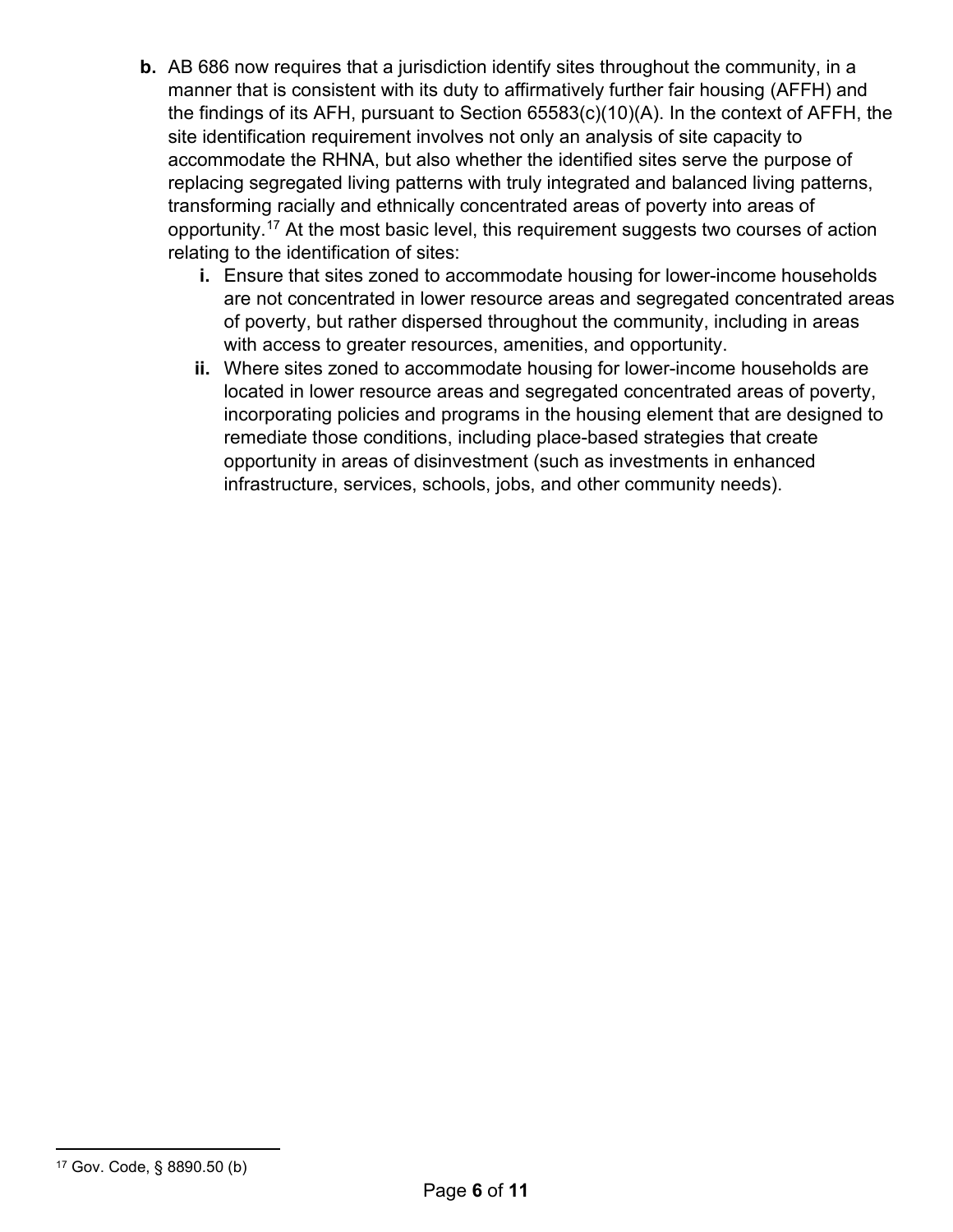**b.** AB 686 now requires that a jurisdiction identify sites throughout the community, in a manner that is consistent with its duty to affirmatively further fair housing (AFFH) and the findings of its AFH, pursuant to Section 65583(c)(10)(A). In the context of AFFH, the site identification requirement involves not only an analysis of site capacity to accommodate the RHNA, but also whether the identified sites serve the purpose of replacing segregated living patterns with truly integrated and balanced living patterns, transforming racially and ethnically concentrated areas of poverty into areas of opportunity.[17] At the most basic level, this requirement suggests two courses of action relating to the identification of sites:

   **i.** Ensure that sites zoned to accommodate housing for lower-income households are not concentrated in lower resource areas and segregated concentrated areas of poverty, but rather dispersed throughout the community, including in areas with access to greater resources, amenities, and opportunity.

   **ii.** Where sites zoned to accommodate housing for lower-income households are located in lower resource areas and segregated concentrated areas of poverty, incorporating policies and programs in the housing element that are designed to remediate those conditions, including place-based strategies that create opportunity in areas of disinvestment (such as investments in enhanced infrastructure, services, schools, jobs, and other community needs).

---

[17] Gov. Code, § 8890.50 (b)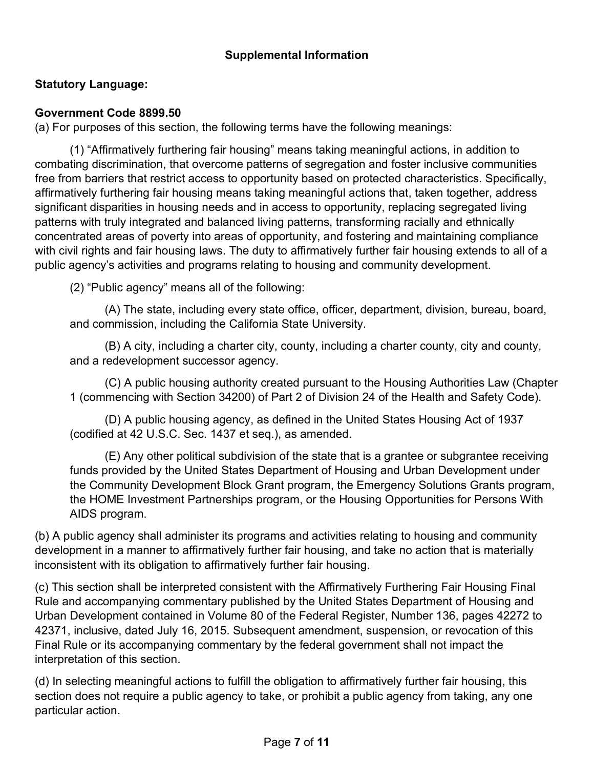## Supplemental Information

**Statutory Language:**

**Government Code 8899.50**

(a) For purposes of this section, the following terms have the following meanings:

(1) “Affirmatively furthering fair housing” means taking meaningful actions, in addition to combating discrimination, that overcome patterns of segregation and foster inclusive communities free from barriers that restrict access to opportunity based on protected characteristics. Specifically, affirmatively furthering fair housing means taking meaningful actions that, taken together, address significant disparities in housing needs and in access to opportunity, replacing segregated living patterns with truly integrated and balanced living patterns, transforming racially and ethnically concentrated areas of poverty into areas of opportunity, and fostering and maintaining compliance with civil rights and fair housing laws. The duty to affirmatively further fair housing extends to all of a public agency’s activities and programs relating to housing and community development.

(2) “Public agency” means all of the following:

(A) The state, including every state office, officer, department, division, bureau, board, and commission, including the California State University.

(B) A city, including a charter city, county, including a charter county, city and county, and a redevelopment successor agency.

(C) A public housing authority created pursuant to the Housing Authorities Law (Chapter 1 (commencing with Section 34200) of Part 2 of Division 24 of the Health and Safety Code).

(D) A public housing agency, as defined in the United States Housing Act of 1937 (codified at 42 U.S.C. Sec. 1437 et seq.), as amended.

(E) Any other political subdivision of the state that is a grantee or subgrantee receiving funds provided by the United States Department of Housing and Urban Development under the Community Development Block Grant program, the Emergency Solutions Grants program, the HOME Investment Partnerships program, or the Housing Opportunities for Persons With AIDS program.

(b) A public agency shall administer its programs and activities relating to housing and community development in a manner to affirmatively further fair housing, and take no action that is materially inconsistent with its obligation to affirmatively further fair housing.

(c) This section shall be interpreted consistent with the Affirmatively Furthering Fair Housing Final Rule and accompanying commentary published by the United States Department of Housing and Urban Development contained in Volume 80 of the Federal Register, Number 136, pages 42272 to 42371, inclusive, dated July 16, 2015. Subsequent amendment, suspension, or revocation of this Final Rule or its accompanying commentary by the federal government shall not impact the interpretation of this section.

(d) In selecting meaningful actions to fulfill the obligation to affirmatively further fair housing, this section does not require a public agency to take, or prohibit a public agency from taking, any one particular action.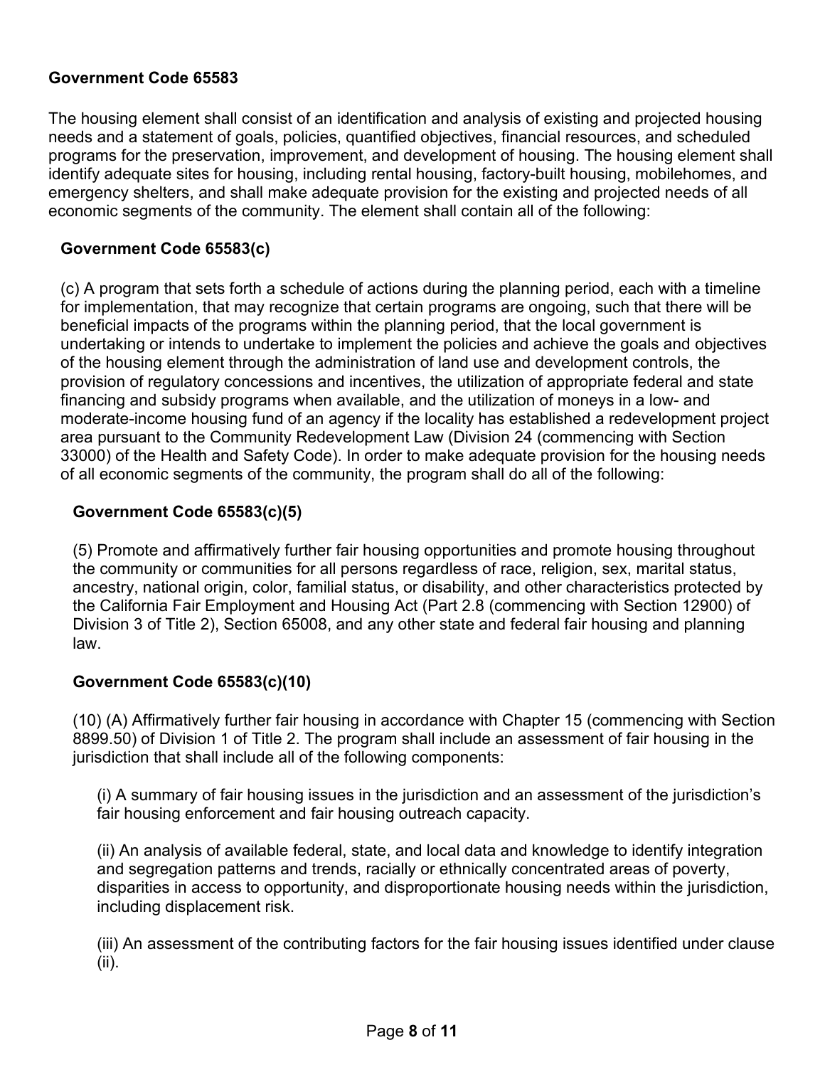**Government Code 65583**

The housing element shall consist of an identification and analysis of existing and projected housing needs and a statement of goals, policies, quantified objectives, financial resources, and scheduled programs for the preservation, improvement, and development of housing. The housing element shall identify adequate sites for housing, including rental housing, factory-built housing, mobilehomes, and emergency shelters, and shall make adequate provision for the existing and projected needs of all economic segments of the community. The element shall contain all of the following:

**Government Code 65583(c)**

(c) A program that sets forth a schedule of actions during the planning period, each with a timeline for implementation, that may recognize that certain programs are ongoing, such that there will be beneficial impacts of the programs within the planning period, that the local government is undertaking or intends to undertake to implement the policies and achieve the goals and objectives of the housing element through the administration of land use and development controls, the provision of regulatory concessions and incentives, the utilization of appropriate federal and state financing and subsidy programs when available, and the utilization of moneys in a low- and moderate-income housing fund of an agency if the locality has established a redevelopment project area pursuant to the Community Redevelopment Law (Division 24 (commencing with Section 33000) of the Health and Safety Code). In order to make adequate provision for the housing needs of all economic segments of the community, the program shall do all of the following:

**Government Code 65583(c)(5)**

(5) Promote and affirmatively further fair housing opportunities and promote housing throughout the community or communities for all persons regardless of race, religion, sex, marital status, ancestry, national origin, color, familial status, or disability, and other characteristics protected by the California Fair Employment and Housing Act (Part 2.8 (commencing with Section 12900) of Division 3 of Title 2), Section 65008, and any other state and federal fair housing and planning law.

**Government Code 65583(c)(10)**

(10) (A) Affirmatively further fair housing in accordance with Chapter 15 (commencing with Section 8899.50) of Division 1 of Title 2. The program shall include an assessment of fair housing in the jurisdiction that shall include all of the following components:

(i) A summary of fair housing issues in the jurisdiction and an assessment of the jurisdiction's fair housing enforcement and fair housing outreach capacity.

(ii) An analysis of available federal, state, and local data and knowledge to identify integration and segregation patterns and trends, racially or ethnically concentrated areas of poverty, disparities in access to opportunity, and disproportionate housing needs within the jurisdiction, including displacement risk.

(iii) An assessment of the contributing factors for the fair housing issues identified under clause (ii).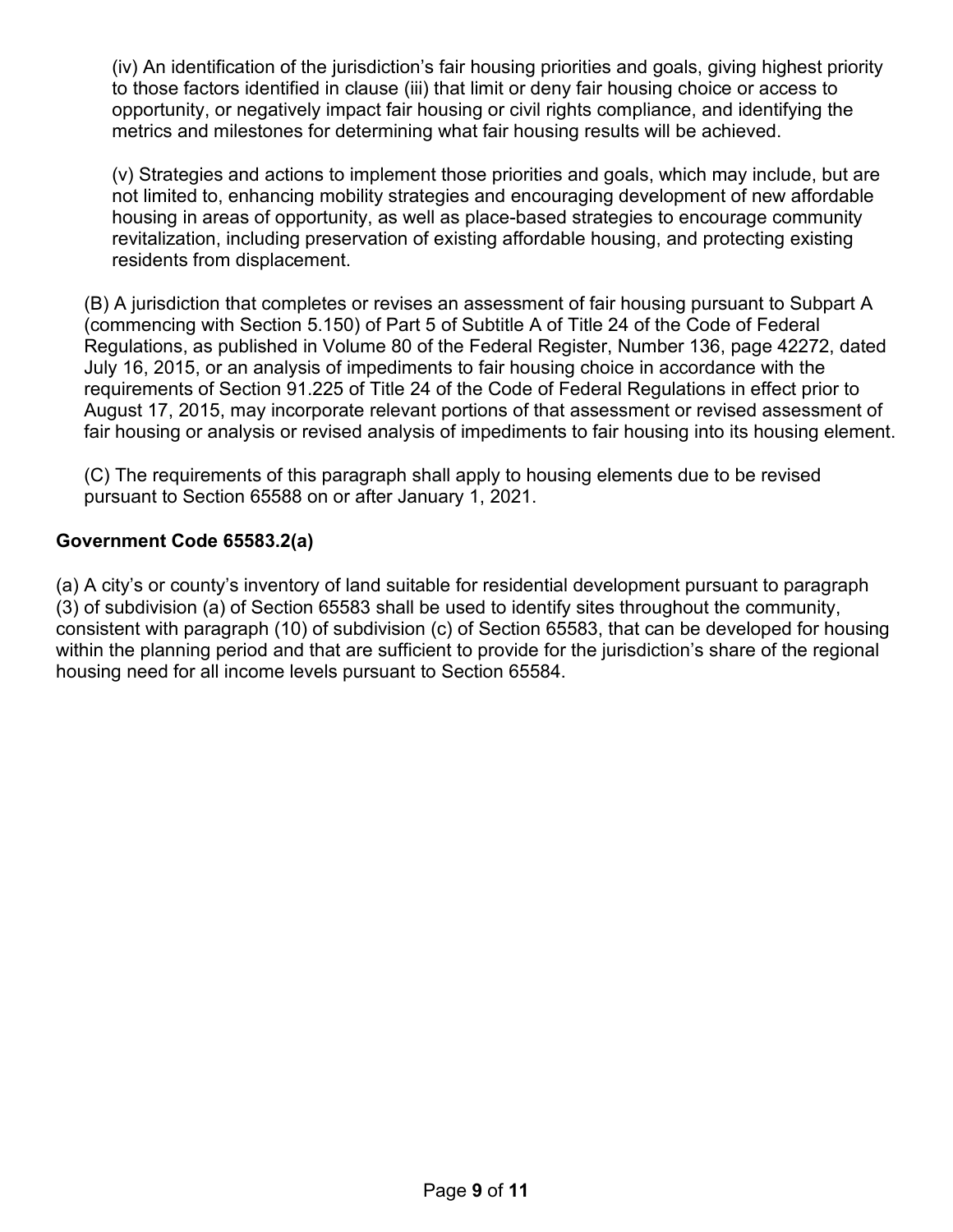(iv) An identification of the jurisdiction's fair housing priorities and goals, giving highest priority to those factors identified in clause (iii) that limit or deny fair housing choice or access to opportunity, or negatively impact fair housing or civil rights compliance, and identifying the metrics and milestones for determining what fair housing results will be achieved.

(v) Strategies and actions to implement those priorities and goals, which may include, but are not limited to, enhancing mobility strategies and encouraging development of new affordable housing in areas of opportunity, as well as place-based strategies to encourage community revitalization, including preservation of existing affordable housing, and protecting existing residents from displacement.

(B) A jurisdiction that completes or revises an assessment of fair housing pursuant to Subpart A (commencing with Section 5.150) of Part 5 of Subtitle A of Title 24 of the Code of Federal Regulations, as published in Volume 80 of the Federal Register, Number 136, page 42272, dated July 16, 2015, or an analysis of impediments to fair housing choice in accordance with the requirements of Section 91.225 of Title 24 of the Code of Federal Regulations in effect prior to August 17, 2015, may incorporate relevant portions of that assessment or revised assessment of fair housing or analysis or revised analysis of impediments to fair housing into its housing element.

(C) The requirements of this paragraph shall apply to housing elements due to be revised pursuant to Section 65588 on or after January 1, 2021.

**Government Code 65583.2(a)**

(a) A city's or county's inventory of land suitable for residential development pursuant to paragraph (3) of subdivision (a) of Section 65583 shall be used to identify sites throughout the community, consistent with paragraph (10) of subdivision (c) of Section 65583, that can be developed for housing within the planning period and that are sufficient to provide for the jurisdiction's share of the regional housing need for all income levels pursuant to Section 65584.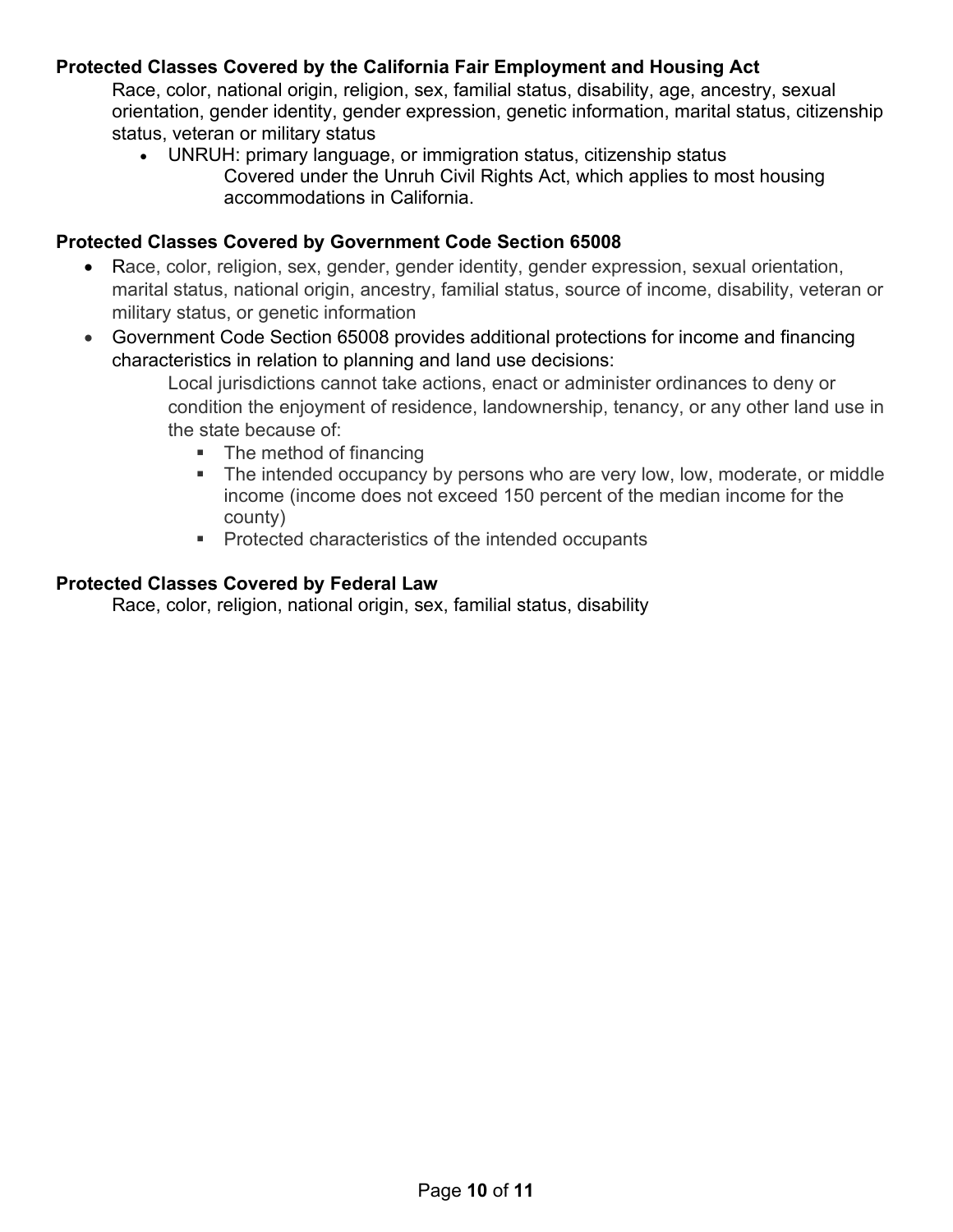### Protected Classes Covered by the California Fair Employment and Housing Act

Race, color, national origin, religion, sex, familial status, disability, age, ancestry, sexual orientation, gender identity, gender expression, genetic information, marital status, citizenship status, veteran or military status

- UNRUH: primary language, or immigration status, citizenship status
  
  Covered under the Unruh Civil Rights Act, which applies to most housing accommodations in California.

### Protected Classes Covered by Government Code Section 65008

- Race, color, religion, sex, gender, gender identity, gender expression, sexual orientation, marital status, national origin, ancestry, familial status, source of income, disability, veteran or military status, or genetic information
- Government Code Section 65008 provides additional protections for income and financing characteristics in relation to planning and land use decisions:
  
  Local jurisdictions cannot take actions, enact or administer ordinances to deny or condition the enjoyment of residence, landownership, tenancy, or any other land use in the state because of:
  
  - The method of financing
  - The intended occupancy by persons who are very low, low, moderate, or middle income (income does not exceed 150 percent of the median income for the county)
  - Protected characteristics of the intended occupants

### Protected Classes Covered by Federal Law

Race, color, religion, national origin, sex, familial status, disability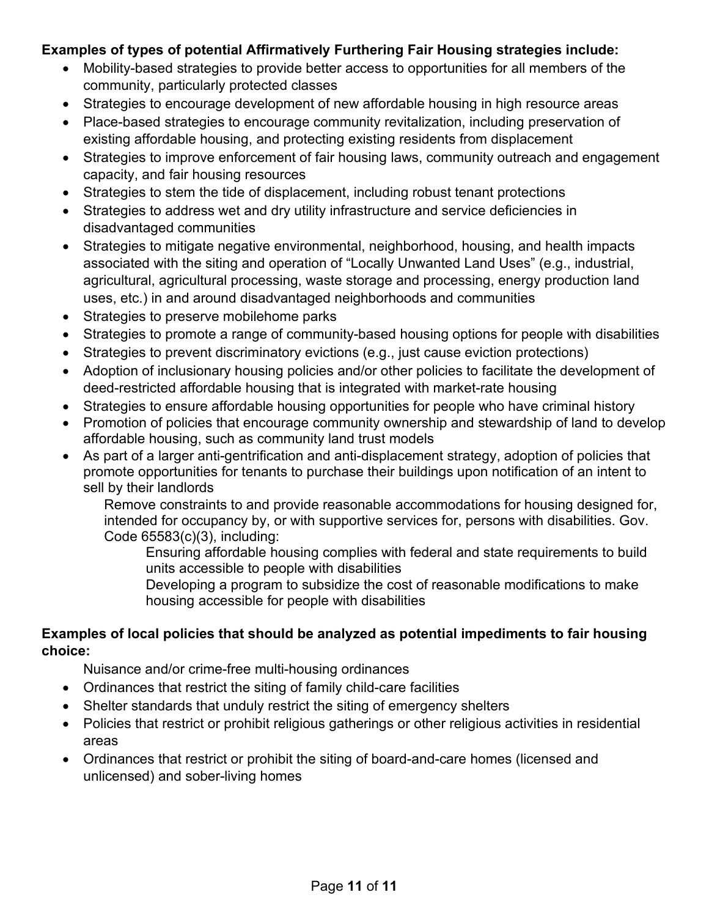**Examples of types of potential Affirmatively Furthering Fair Housing strategies include:**

- Mobility-based strategies to provide better access to opportunities for all members of the community, particularly protected classes
- Strategies to encourage development of new affordable housing in high resource areas
- Place-based strategies to encourage community revitalization, including preservation of existing affordable housing, and protecting existing residents from displacement
- Strategies to improve enforcement of fair housing laws, community outreach and engagement capacity, and fair housing resources
- Strategies to stem the tide of displacement, including robust tenant protections
- Strategies to address wet and dry utility infrastructure and service deficiencies in disadvantaged communities
- Strategies to mitigate negative environmental, neighborhood, housing, and health impacts associated with the siting and operation of "Locally Unwanted Land Uses" (e.g., industrial, agricultural, agricultural processing, waste storage and processing, energy production land uses, etc.) in and around disadvantaged neighborhoods and communities
- Strategies to preserve mobilehome parks
- Strategies to promote a range of community-based housing options for people with disabilities
- Strategies to prevent discriminatory evictions (e.g., just cause eviction protections)
- Adoption of inclusionary housing policies and/or other policies to facilitate the development of deed-restricted affordable housing that is integrated with market-rate housing
- Strategies to ensure affordable housing opportunities for people who have criminal history
- Promotion of policies that encourage community ownership and stewardship of land to develop affordable housing, such as community land trust models
- As part of a larger anti-gentrification and anti-displacement strategy, adoption of policies that promote opportunities for tenants to purchase their buildings upon notification of an intent to sell by their landlords
  - Remove constraints to and provide reasonable accommodations for housing designed for, intended for occupancy by, or with supportive services for, persons with disabilities. Gov. Code 65583(c)(3), including:
    - Ensuring affordable housing complies with federal and state requirements to build units accessible to people with disabilities
    - Developing a program to subsidize the cost of reasonable modifications to make housing accessible for people with disabilities

**Examples of local policies that should be analyzed as potential impediments to fair housing choice:**

- Nuisance and/or crime-free multi-housing ordinances
- Ordinances that restrict the siting of family child-care facilities
- Shelter standards that unduly restrict the siting of emergency shelters
- Policies that restrict or prohibit religious gatherings or other religious activities in residential areas
- Ordinances that restrict or prohibit the siting of board-and-care homes (licensed and unlicensed) and sober-living homes